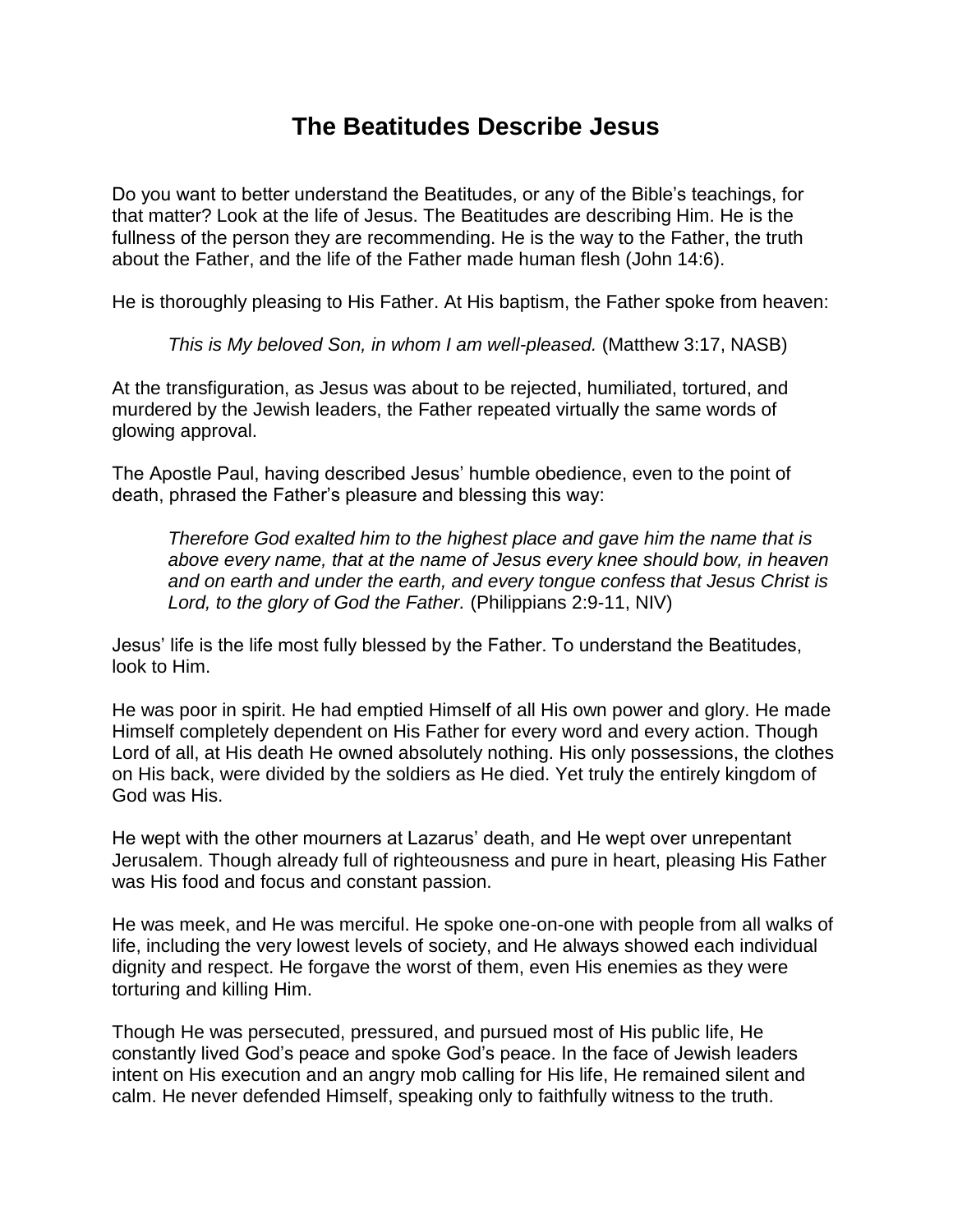# The Beatitudes Describe Jesus

Do you want to better understand the Beatitudes, or any of the Bible's teachings, for that matter? Look at the life of Jesus. The Beatitudes are describing Him. He is the fullness of the person they are recommending. He is the way to the Father, the truth about the Father, and the life of the Father made human flesh (John 14:6).

He is thoroughly pleasing to His Father. At His baptism, the Father spoke from heaven:

> *This is My beloved Son, in whom I am well-pleased.* (Matthew 3:17, NASB)

At the transfiguration, as Jesus was about to be rejected, humiliated, tortured, and murdered by the Jewish leaders, the Father repeated virtually the same words of glowing approval.

The Apostle Paul, having described Jesus' humble obedience, even to the point of death, phrased the Father's pleasure and blessing this way:

> *Therefore God exalted him to the highest place and gave him the name that is above every name, that at the name of Jesus every knee should bow, in heaven and on earth and under the earth, and every tongue confess that Jesus Christ is Lord, to the glory of God the Father.* (Philippians 2:9-11, NIV)

Jesus' life is the life most fully blessed by the Father. To understand the Beatitudes, look to Him.

He was poor in spirit. He had emptied Himself of all His own power and glory. He made Himself completely dependent on His Father for every word and every action. Though Lord of all, at His death He owned absolutely nothing. His only possessions, the clothes on His back, were divided by the soldiers as He died. Yet truly the entirely kingdom of God was His.

He wept with the other mourners at Lazarus' death, and He wept over unrepentant Jerusalem. Though already full of righteousness and pure in heart, pleasing His Father was His food and focus and constant passion.

He was meek, and He was merciful. He spoke one-on-one with people from all walks of life, including the very lowest levels of society, and He always showed each individual dignity and respect. He forgave the worst of them, even His enemies as they were torturing and killing Him.

Though He was persecuted, pressured, and pursued most of His public life, He constantly lived God's peace and spoke God's peace. In the face of Jewish leaders intent on His execution and an angry mob calling for His life, He remained silent and calm. He never defended Himself, speaking only to faithfully witness to the truth.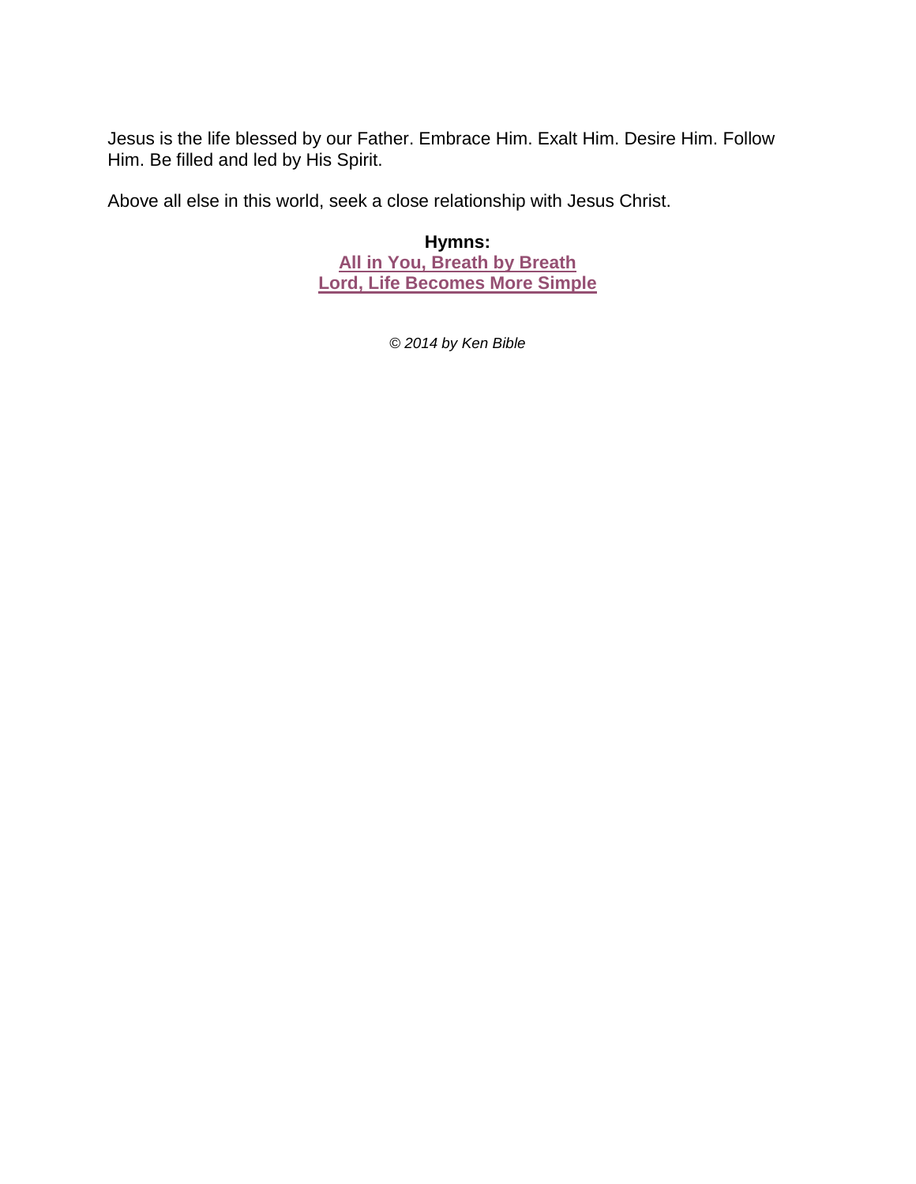Jesus is the life blessed by our Father. Embrace Him. Exalt Him. Desire Him. Follow Him. Be filled and led by His Spirit.

Above all else in this world, seek a close relationship with Jesus Christ.

**Hymns:**
**All in You, Breath by Breath**
**Lord, Life Becomes More Simple**

*© 2014 by Ken Bible*